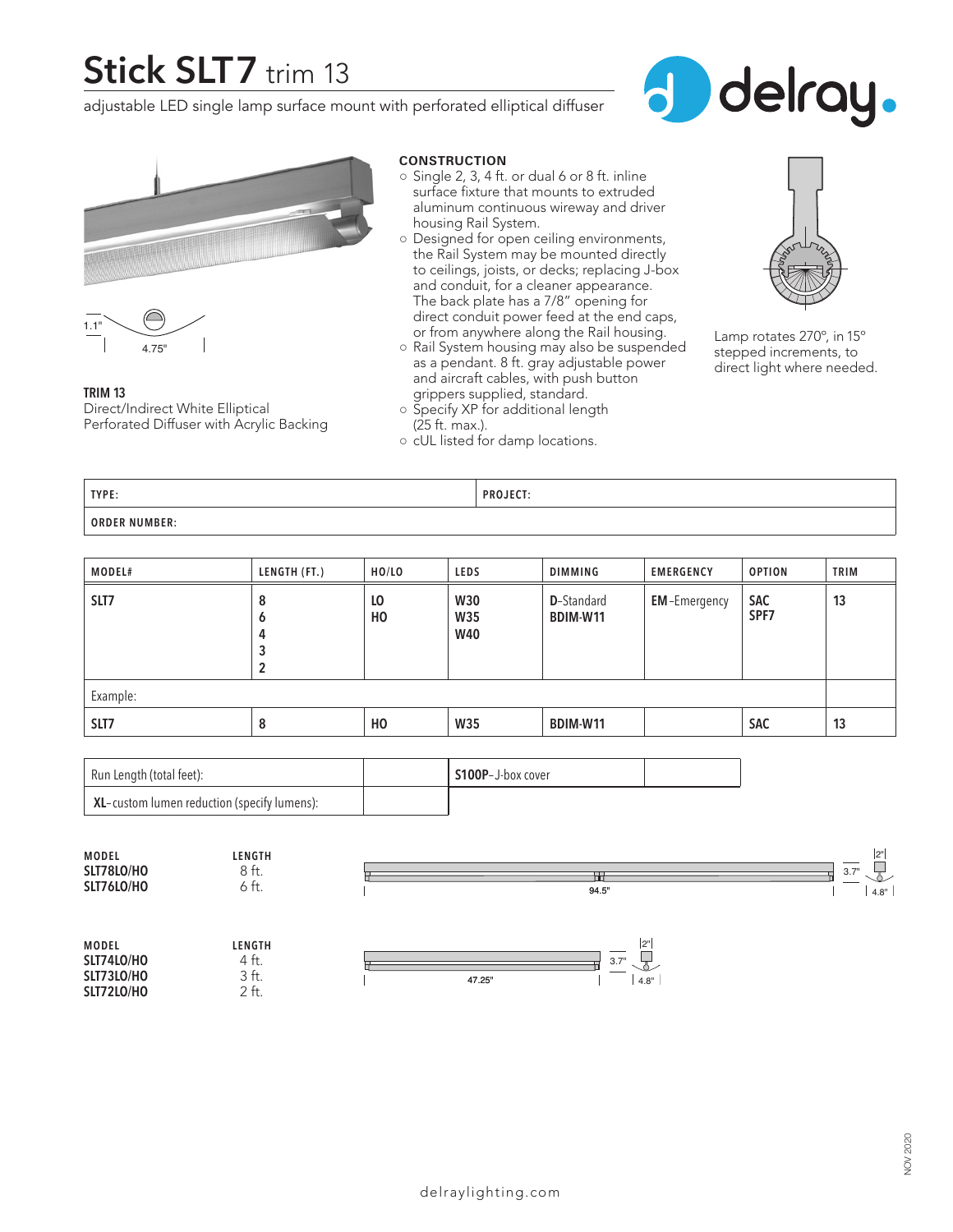# Stick SLT7 trim 13

adjustable LED single lamp surface mount with perforated elliptical diffuser

delray.

1.1"

4.75"

**TRIM 13**
Direct/Indirect White Elliptical Perforated Diffuser with Acrylic Backing

**CONSTRUCTION**

- Single 2, 3, 4 ft. or dual 6 or 8 ft. inline surface fixture that mounts to extruded aluminum continuous wireway and driver housing Rail System.
- Designed for open ceiling environments, the Rail System may be mounted directly to ceilings, joists, or decks; replacing J-box and conduit, for a cleaner appearance. The back plate has a 7/8" opening for direct conduit power feed at the end caps, or from anywhere along the Rail housing.
- Rail System housing may also be suspended as a pendant. 8 ft. gray adjustable power and aircraft cables, with push button grippers supplied, standard.
- Specify XP for additional length (25 ft. max.).
- cUL listed for damp locations.

Lamp rotates 270°, in 15° stepped increments, to direct light where needed.

| TYPE: | PROJECT: |
|---|---|
| ORDER NUMBER: | |

| MODEL# | LENGTH (FT.) | HO/LO | LEDS | DIMMING | EMERGENCY | OPTION | TRIM |
|---|---|---|---|---|---|---|---|
| SLT7 | 8<br>6<br>4<br>3<br>2 | LO<br>HO | W30<br>W35<br>W40 | D-Standard<br>BDIM-W11 | EM-Emergency | SAC<br>SPF7 | 13 |
| Example: | | | | | | | |
| SLT7 | 8 | HO | W35 | BDIM-W11 | | SAC | 13 |

| Run Length (total feet): | | S100P–J-box cover | |
|---|---|---|---|
| XL–custom lumen reduction (specify lumens): | | | |

| MODEL | LENGTH |
|---|---|
| SLT78LO/HO | 8 ft. |
| SLT76LO/HO | 6 ft. |

94.5" | 3.7" | 2" | 4.8"

| MODEL | LENGTH |
|---|---|
| SLT74LO/HO | 4 ft. |
| SLT73LO/HO | 3 ft. |
| SLT72LO/HO | 2 ft. |

47.25" | 3.7" | 2" | 4.8"

delraylighting.com

NOV 2020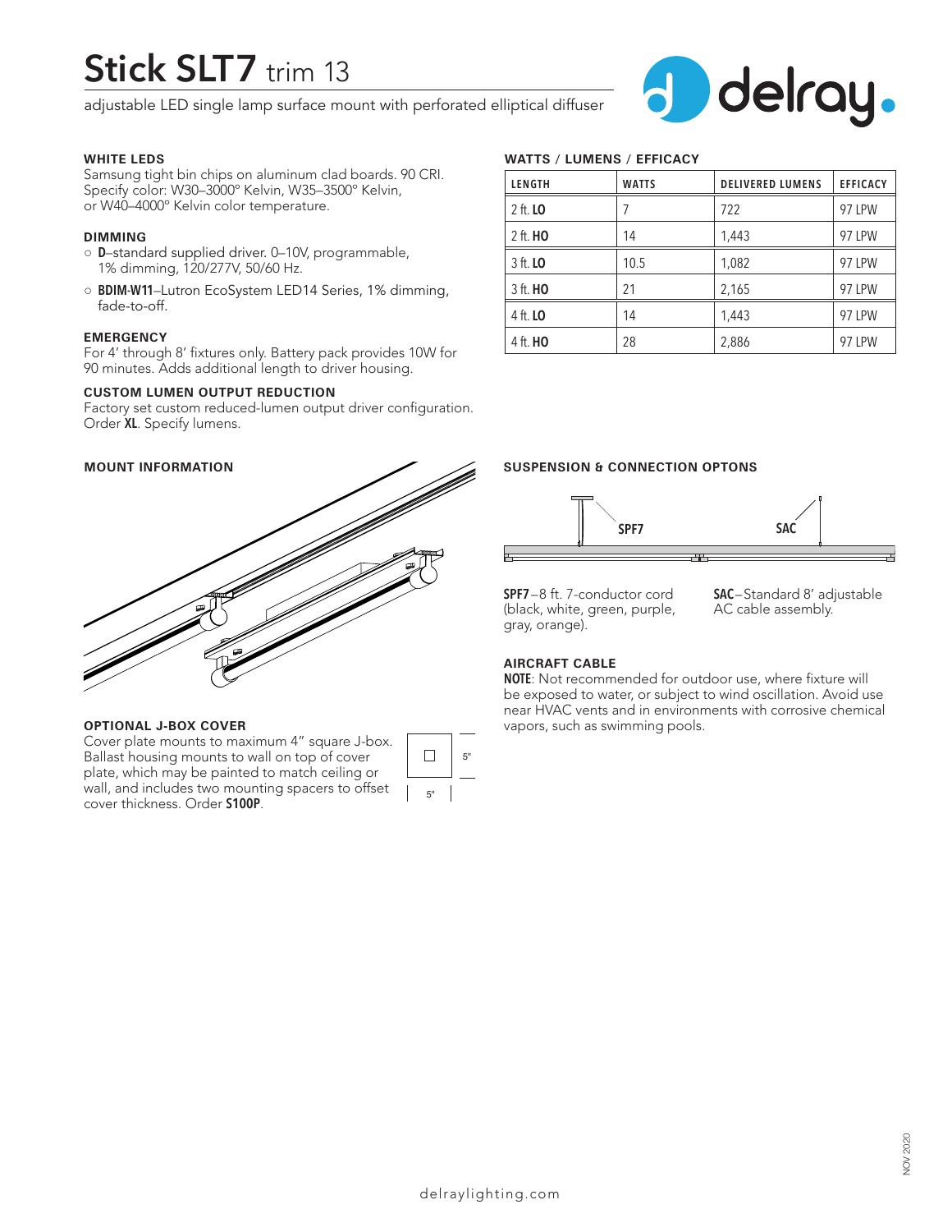# Stick SLT7 trim 13

adjustable LED single lamp surface mount with perforated elliptical diffuser

### WHITE LEDS

Samsung tight bin chips on aluminum clad boards. 90 CRI. Specify color: W30–3000° Kelvin, W35–3500° Kelvin, or W40–4000° Kelvin color temperature.

### DIMMING

- **D**–standard supplied driver. 0–10V, programmable, 1% dimming, 120/277V, 50/60 Hz.
- **BDIM-W11**–Lutron EcoSystem LED14 Series, 1% dimming, fade-to-off.

### EMERGENCY

For 4' through 8' fixtures only. Battery pack provides 10W for 90 minutes. Adds additional length to driver housing.

### CUSTOM LUMEN OUTPUT REDUCTION

Factory set custom reduced-lumen output driver configuration. Order **XL**. Specify lumens.

### WATTS / LUMENS / EFFICACY

| LENGTH | WATTS | DELIVERED LUMENS | EFFICACY |
|---|---|---|---|
| 2 ft. **LO** | 7 | 722 | 97 LPW |
| 2 ft. **HO** | 14 | 1,443 | 97 LPW |
| 3 ft. **LO** | 10.5 | 1,082 | 97 LPW |
| 3 ft. **HO** | 21 | 2,165 | 97 LPW |
| 4 ft. **LO** | 14 | 1,443 | 97 LPW |
| 4 ft. **HO** | 28 | 2,886 | 97 LPW |

### MOUNT INFORMATION

### SUSPENSION & CONNECTION OPTONS

SPF7

SAC

**SPF7**–8 ft. 7-conductor cord (black, white, green, purple, gray, orange).

**SAC**–Standard 8' adjustable AC cable assembly.

### AIRCRAFT CABLE

**NOTE**: Not recommended for outdoor use, where fixture will be exposed to water, or subject to wind oscillation. Avoid use near HVAC vents and in environments with corrosive chemical vapors, such as swimming pools.

### OPTIONAL J-BOX COVER

Cover plate mounts to maximum 4" square J-box. Ballast housing mounts to wall on top of cover plate, which may be painted to match ceiling or wall, and includes two mounting spacers to offset cover thickness. Order **S100P**.

5"

5"

delraylighting.com

NOV 2020